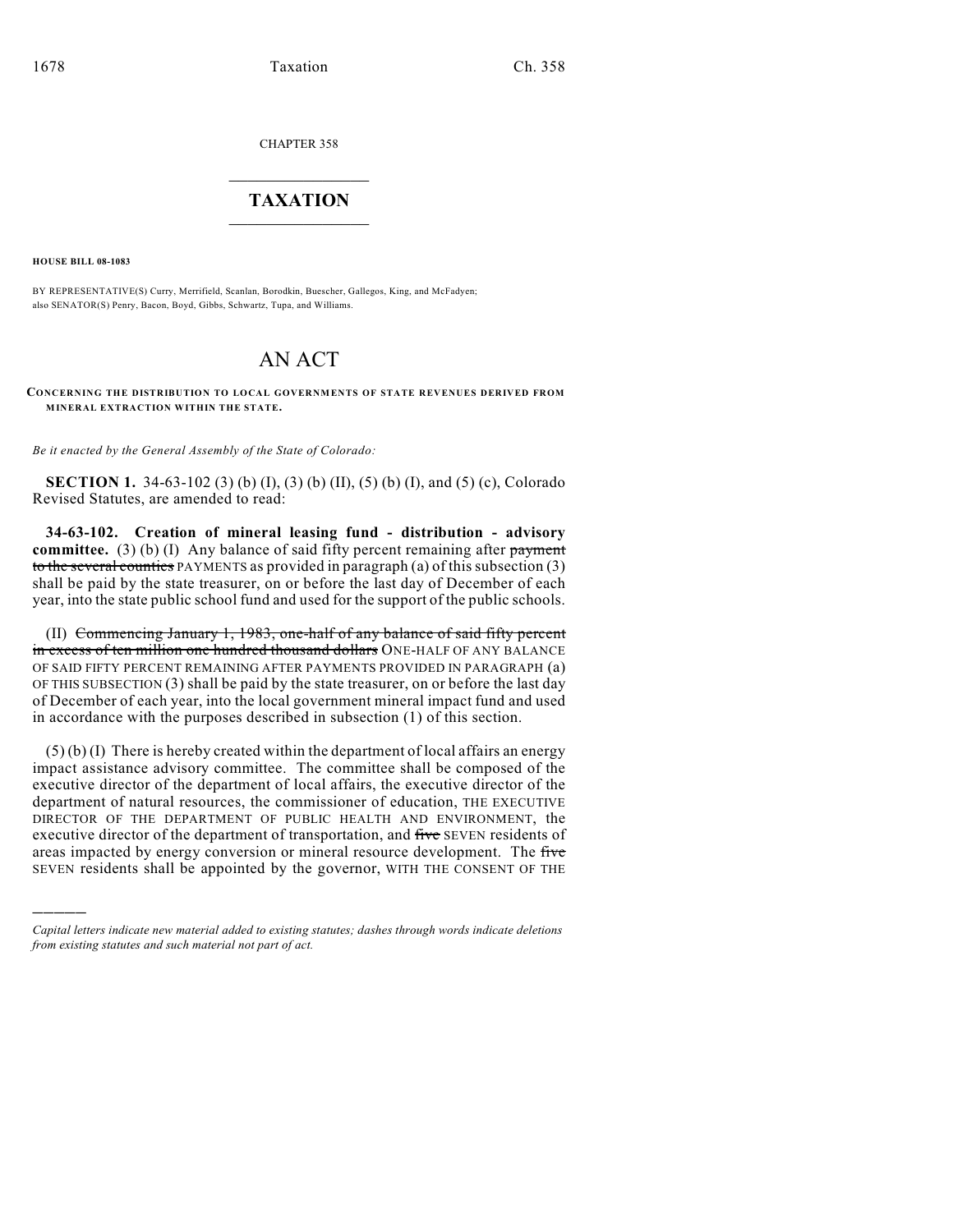CHAPTER 358

# TAXATION

**HOUSE BILL 08-1083**

BY REPRESENTATIVE(S) Curry, Merrifield, Scanlan, Borodkin, Buescher, Gallegos, King, and McFadyen; also SENATOR(S) Penry, Bacon, Boyd, Gibbs, Schwartz, Tupa, and Williams.

# AN ACT

**CONCERNING THE DISTRIBUTION TO LOCAL GOVERNMENTS OF STATE REVENUES DERIVED FROM MINERAL EXTRACTION WITHIN THE STATE.**

*Be it enacted by the General Assembly of the State of Colorado:*

**SECTION 1.** 34-63-102 (3) (b) (I), (3) (b) (II), (5) (b) (I), and (5) (c), Colorado Revised Statutes, are amended to read:

**34-63-102. Creation of mineral leasing fund - distribution - advisory committee.** (3) (b) (I) Any balance of said fifty percent remaining after ~~payment to the several counties~~ PAYMENTS as provided in paragraph (a) of this subsection (3) shall be paid by the state treasurer, on or before the last day of December of each year, into the state public school fund and used for the support of the public schools.

(II) ~~Commencing January 1, 1983, one-half of any balance of said fifty percent in excess of ten million one hundred thousand dollars~~ ONE-HALF OF ANY BALANCE OF SAID FIFTY PERCENT REMAINING AFTER PAYMENTS PROVIDED IN PARAGRAPH (a) OF THIS SUBSECTION (3) shall be paid by the state treasurer, on or before the last day of December of each year, into the local government mineral impact fund and used in accordance with the purposes described in subsection (1) of this section.

(5) (b) (I) There is hereby created within the department of local affairs an energy impact assistance advisory committee. The committee shall be composed of the executive director of the department of local affairs, the executive director of the department of natural resources, the commissioner of education, THE EXECUTIVE DIRECTOR OF THE DEPARTMENT OF PUBLIC HEALTH AND ENVIRONMENT, the executive director of the department of transportation, and ~~five~~ SEVEN residents of areas impacted by energy conversion or mineral resource development. The ~~five~~ SEVEN residents shall be appointed by the governor, WITH THE CONSENT OF THE

---

*Capital letters indicate new material added to existing statutes; dashes through words indicate deletions from existing statutes and such material not part of act.*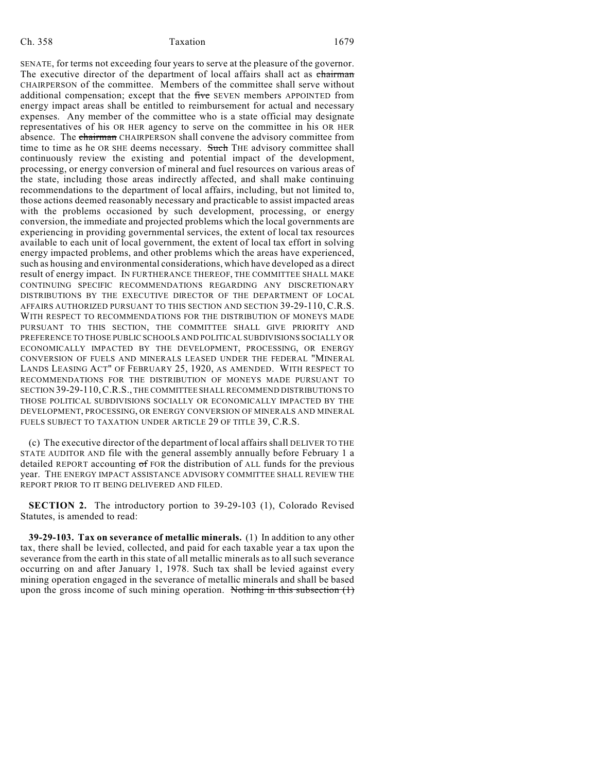SENATE, for terms not exceeding four years to serve at the pleasure of the governor. The executive director of the department of local affairs shall act as ~~chairman~~ CHAIRPERSON of the committee. Members of the committee shall serve without additional compensation; except that the ~~five~~ SEVEN members APPOINTED from energy impact areas shall be entitled to reimbursement for actual and necessary expenses. Any member of the committee who is a state official may designate representatives of his OR HER agency to serve on the committee in his OR HER absence. The ~~chairman~~ CHAIRPERSON shall convene the advisory committee from time to time as he OR SHE deems necessary. ~~Such~~ THE advisory committee shall continuously review the existing and potential impact of the development, processing, or energy conversion of mineral and fuel resources on various areas of the state, including those areas indirectly affected, and shall make continuing recommendations to the department of local affairs, including, but not limited to, those actions deemed reasonably necessary and practicable to assist impacted areas with the problems occasioned by such development, processing, or energy conversion, the immediate and projected problems which the local governments are experiencing in providing governmental services, the extent of local tax resources available to each unit of local government, the extent of local tax effort in solving energy impacted problems, and other problems which the areas have experienced, such as housing and environmental considerations, which have developed as a direct result of energy impact. IN FURTHERANCE THEREOF, THE COMMITTEE SHALL MAKE CONTINUING SPECIFIC RECOMMENDATIONS REGARDING ANY DISCRETIONARY DISTRIBUTIONS BY THE EXECUTIVE DIRECTOR OF THE DEPARTMENT OF LOCAL AFFAIRS AUTHORIZED PURSUANT TO THIS SECTION AND SECTION 39-29-110, C.R.S. WITH RESPECT TO RECOMMENDATIONS FOR THE DISTRIBUTION OF MONEYS MADE PURSUANT TO THIS SECTION, THE COMMITTEE SHALL GIVE PRIORITY AND PREFERENCE TO THOSE PUBLIC SCHOOLS AND POLITICAL SUBDIVISIONS SOCIALLY OR ECONOMICALLY IMPACTED BY THE DEVELOPMENT, PROCESSING, OR ENERGY CONVERSION OF FUELS AND MINERALS LEASED UNDER THE FEDERAL "MINERAL LANDS LEASING ACT" OF FEBRUARY 25, 1920, AS AMENDED. WITH RESPECT TO RECOMMENDATIONS FOR THE DISTRIBUTION OF MONEYS MADE PURSUANT TO SECTION 39-29-110, C.R.S., THE COMMITTEE SHALL RECOMMEND DISTRIBUTIONS TO THOSE POLITICAL SUBDIVISIONS SOCIALLY OR ECONOMICALLY IMPACTED BY THE DEVELOPMENT, PROCESSING, OR ENERGY CONVERSION OF MINERALS AND MINERAL FUELS SUBJECT TO TAXATION UNDER ARTICLE 29 OF TITLE 39, C.R.S.

(c) The executive director of the department of local affairs shall DELIVER TO THE STATE AUDITOR AND file with the general assembly annually before February 1 a detailed REPORT accounting ~~of~~ FOR the distribution of ALL funds for the previous year. THE ENERGY IMPACT ASSISTANCE ADVISORY COMMITTEE SHALL REVIEW THE REPORT PRIOR TO IT BEING DELIVERED AND FILED.

**SECTION 2.** The introductory portion to 39-29-103 (1), Colorado Revised Statutes, is amended to read:

**39-29-103. Tax on severance of metallic minerals.** (1) In addition to any other tax, there shall be levied, collected, and paid for each taxable year a tax upon the severance from the earth in this state of all metallic minerals as to all such severance occurring on and after January 1, 1978. Such tax shall be levied against every mining operation engaged in the severance of metallic minerals and shall be based upon the gross income of such mining operation. ~~Nothing in this subsection (1)~~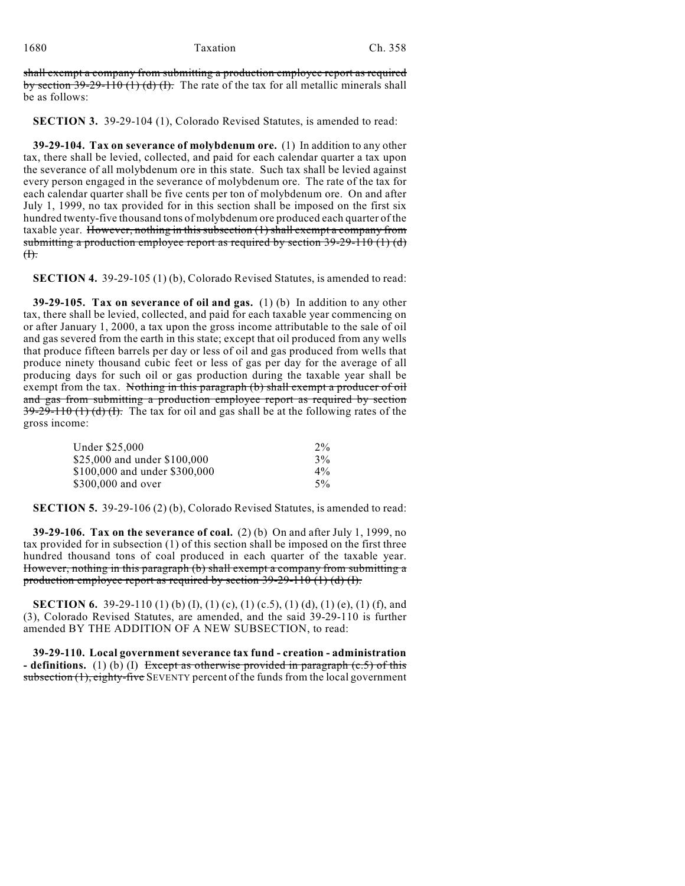~~shall exempt a company from submitting a production employee report as required by section 39-29-110 (1) (d) (I).~~ The rate of the tax for all metallic minerals shall be as follows:

**SECTION 3.** 39-29-104 (1), Colorado Revised Statutes, is amended to read:

**39-29-104. Tax on severance of molybdenum ore.** (1) In addition to any other tax, there shall be levied, collected, and paid for each calendar quarter a tax upon the severance of all molybdenum ore in this state. Such tax shall be levied against every person engaged in the severance of molybdenum ore. The rate of the tax for each calendar quarter shall be five cents per ton of molybdenum ore. On and after July 1, 1999, no tax provided for in this section shall be imposed on the first six hundred twenty-five thousand tons of molybdenum ore produced each quarter of the taxable year. ~~However, nothing in this subsection (1) shall exempt a company from submitting a production employee report as required by section 39-29-110 (1) (d) (I).~~

**SECTION 4.** 39-29-105 (1) (b), Colorado Revised Statutes, is amended to read:

**39-29-105. Tax on severance of oil and gas.** (1) (b) In addition to any other tax, there shall be levied, collected, and paid for each taxable year commencing on or after January 1, 2000, a tax upon the gross income attributable to the sale of oil and gas severed from the earth in this state; except that oil produced from any wells that produce fifteen barrels per day or less of oil and gas produced from wells that produce ninety thousand cubic feet or less of gas per day for the average of all producing days for such oil or gas production during the taxable year shall be exempt from the tax. ~~Nothing in this paragraph (b) shall exempt a producer of oil and gas from submitting a production employee report as required by section 39-29-110 (1) (d) (I).~~ The tax for oil and gas shall be at the following rates of the gross income:

| | |
|---|---|
| Under $25,000 | 2% |
| $25,000 and under $100,000 | 3% |
| $100,000 and under $300,000 | 4% |
| $300,000 and over | 5% |

**SECTION 5.** 39-29-106 (2) (b), Colorado Revised Statutes, is amended to read:

**39-29-106. Tax on the severance of coal.** (2) (b) On and after July 1, 1999, no tax provided for in subsection (1) of this section shall be imposed on the first three hundred thousand tons of coal produced in each quarter of the taxable year. ~~However, nothing in this paragraph (b) shall exempt a company from submitting a production employee report as required by section 39-29-110 (1) (d) (I).~~

**SECTION 6.** 39-29-110 (1) (b) (I), (1) (c), (1) (c.5), (1) (d), (1) (e), (1) (f), and (3), Colorado Revised Statutes, are amended, and the said 39-29-110 is further amended BY THE ADDITION OF A NEW SUBSECTION, to read:

**39-29-110. Local government severance tax fund - creation - administration - definitions.** (1) (b) (I) ~~Except as otherwise provided in paragraph (c.5) of this subsection (1), eighty-five~~ SEVENTY percent of the funds from the local government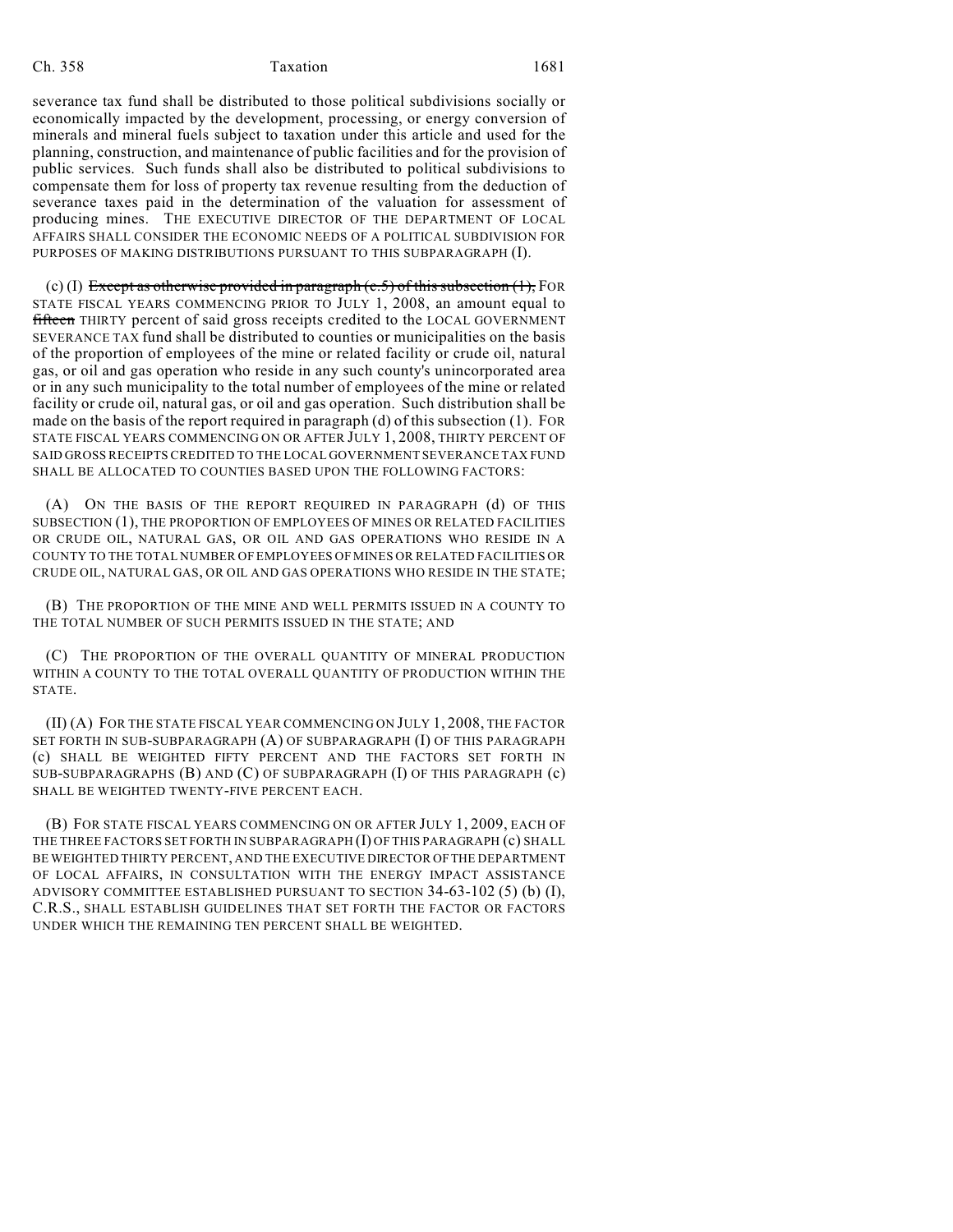severance tax fund shall be distributed to those political subdivisions socially or economically impacted by the development, processing, or energy conversion of minerals and mineral fuels subject to taxation under this article and used for the planning, construction, and maintenance of public facilities and for the provision of public services. Such funds shall also be distributed to political subdivisions to compensate them for loss of property tax revenue resulting from the deduction of severance taxes paid in the determination of the valuation for assessment of producing mines. THE EXECUTIVE DIRECTOR OF THE DEPARTMENT OF LOCAL AFFAIRS SHALL CONSIDER THE ECONOMIC NEEDS OF A POLITICAL SUBDIVISION FOR PURPOSES OF MAKING DISTRIBUTIONS PURSUANT TO THIS SUBPARAGRAPH (I).

(c) (I) ~~Except as otherwise provided in paragraph (c.5) of this subsection (1),~~ FOR STATE FISCAL YEARS COMMENCING PRIOR TO JULY 1, 2008, an amount equal to ~~fifteen~~ THIRTY percent of said gross receipts credited to the LOCAL GOVERNMENT SEVERANCE TAX fund shall be distributed to counties or municipalities on the basis of the proportion of employees of the mine or related facility or crude oil, natural gas, or oil and gas operation who reside in any such county's unincorporated area or in any such municipality to the total number of employees of the mine or related facility or crude oil, natural gas, or oil and gas operation. Such distribution shall be made on the basis of the report required in paragraph (d) of this subsection (1). FOR STATE FISCAL YEARS COMMENCING ON OR AFTER JULY 1, 2008, THIRTY PERCENT OF SAID GROSS RECEIPTS CREDITED TO THE LOCAL GOVERNMENT SEVERANCE TAX FUND SHALL BE ALLOCATED TO COUNTIES BASED UPON THE FOLLOWING FACTORS:

(A) ON THE BASIS OF THE REPORT REQUIRED IN PARAGRAPH (d) OF THIS SUBSECTION (1), THE PROPORTION OF EMPLOYEES OF MINES OR RELATED FACILITIES OR CRUDE OIL, NATURAL GAS, OR OIL AND GAS OPERATIONS WHO RESIDE IN A COUNTY TO THE TOTAL NUMBER OF EMPLOYEES OF MINES OR RELATED FACILITIES OR CRUDE OIL, NATURAL GAS, OR OIL AND GAS OPERATIONS WHO RESIDE IN THE STATE;

(B) THE PROPORTION OF THE MINE AND WELL PERMITS ISSUED IN A COUNTY TO THE TOTAL NUMBER OF SUCH PERMITS ISSUED IN THE STATE; AND

(C) THE PROPORTION OF THE OVERALL QUANTITY OF MINERAL PRODUCTION WITHIN A COUNTY TO THE TOTAL OVERALL QUANTITY OF PRODUCTION WITHIN THE STATE.

(II) (A) FOR THE STATE FISCAL YEAR COMMENCING ON JULY 1, 2008, THE FACTOR SET FORTH IN SUB-SUBPARAGRAPH (A) OF SUBPARAGRAPH (I) OF THIS PARAGRAPH (c) SHALL BE WEIGHTED FIFTY PERCENT AND THE FACTORS SET FORTH IN SUB-SUBPARAGRAPHS (B) AND (C) OF SUBPARAGRAPH (I) OF THIS PARAGRAPH (c) SHALL BE WEIGHTED TWENTY-FIVE PERCENT EACH.

(B) FOR STATE FISCAL YEARS COMMENCING ON OR AFTER JULY 1, 2009, EACH OF THE THREE FACTORS SET FORTH IN SUBPARAGRAPH (I) OF THIS PARAGRAPH (c) SHALL BE WEIGHTED THIRTY PERCENT, AND THE EXECUTIVE DIRECTOR OF THE DEPARTMENT OF LOCAL AFFAIRS, IN CONSULTATION WITH THE ENERGY IMPACT ASSISTANCE ADVISORY COMMITTEE ESTABLISHED PURSUANT TO SECTION 34-63-102 (5) (b) (I), C.R.S., SHALL ESTABLISH GUIDELINES THAT SET FORTH THE FACTOR OR FACTORS UNDER WHICH THE REMAINING TEN PERCENT SHALL BE WEIGHTED.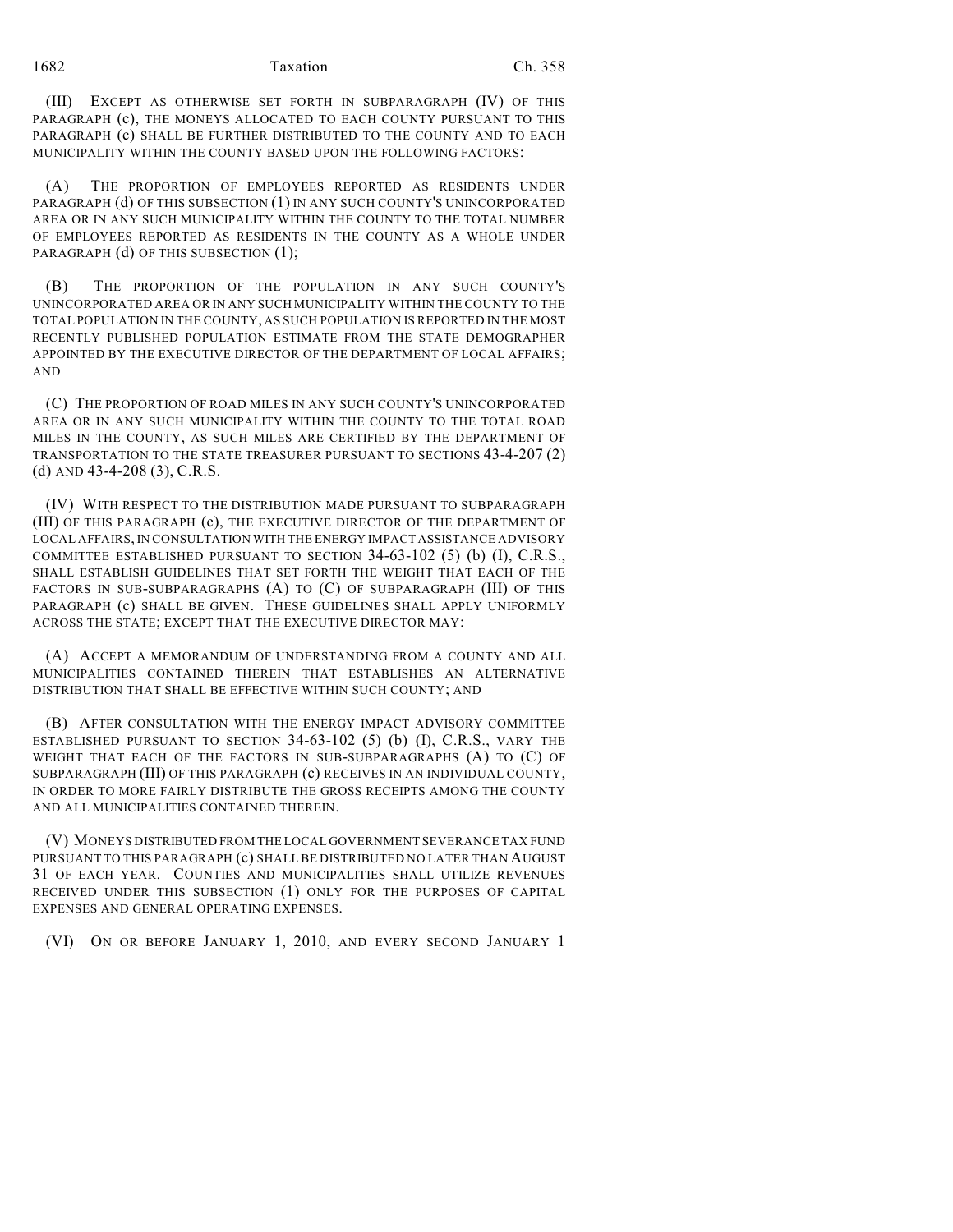(III) EXCEPT AS OTHERWISE SET FORTH IN SUBPARAGRAPH (IV) OF THIS PARAGRAPH (c), THE MONEYS ALLOCATED TO EACH COUNTY PURSUANT TO THIS PARAGRAPH (c) SHALL BE FURTHER DISTRIBUTED TO THE COUNTY AND TO EACH MUNICIPALITY WITHIN THE COUNTY BASED UPON THE FOLLOWING FACTORS:

(A) THE PROPORTION OF EMPLOYEES REPORTED AS RESIDENTS UNDER PARAGRAPH (d) OF THIS SUBSECTION (1) IN ANY SUCH COUNTY'S UNINCORPORATED AREA OR IN ANY SUCH MUNICIPALITY WITHIN THE COUNTY TO THE TOTAL NUMBER OF EMPLOYEES REPORTED AS RESIDENTS IN THE COUNTY AS A WHOLE UNDER PARAGRAPH (d) OF THIS SUBSECTION (1);

(B) THE PROPORTION OF THE POPULATION IN ANY SUCH COUNTY'S UNINCORPORATED AREA OR IN ANY SUCH MUNICIPALITY WITHIN THE COUNTY TO THE TOTAL POPULATION IN THE COUNTY, AS SUCH POPULATION IS REPORTED IN THE MOST RECENTLY PUBLISHED POPULATION ESTIMATE FROM THE STATE DEMOGRAPHER APPOINTED BY THE EXECUTIVE DIRECTOR OF THE DEPARTMENT OF LOCAL AFFAIRS; AND

(C) THE PROPORTION OF ROAD MILES IN ANY SUCH COUNTY'S UNINCORPORATED AREA OR IN ANY SUCH MUNICIPALITY WITHIN THE COUNTY TO THE TOTAL ROAD MILES IN THE COUNTY, AS SUCH MILES ARE CERTIFIED BY THE DEPARTMENT OF TRANSPORTATION TO THE STATE TREASURER PURSUANT TO SECTIONS 43-4-207 (2) (d) AND 43-4-208 (3), C.R.S.

(IV) WITH RESPECT TO THE DISTRIBUTION MADE PURSUANT TO SUBPARAGRAPH (III) OF THIS PARAGRAPH (c), THE EXECUTIVE DIRECTOR OF THE DEPARTMENT OF LOCAL AFFAIRS, IN CONSULTATION WITH THE ENERGY IMPACT ASSISTANCE ADVISORY COMMITTEE ESTABLISHED PURSUANT TO SECTION 34-63-102 (5) (b) (I), C.R.S., SHALL ESTABLISH GUIDELINES THAT SET FORTH THE WEIGHT THAT EACH OF THE FACTORS IN SUB-SUBPARAGRAPHS (A) TO (C) OF SUBPARAGRAPH (III) OF THIS PARAGRAPH (c) SHALL BE GIVEN. THESE GUIDELINES SHALL APPLY UNIFORMLY ACROSS THE STATE; EXCEPT THAT THE EXECUTIVE DIRECTOR MAY:

(A) ACCEPT A MEMORANDUM OF UNDERSTANDING FROM A COUNTY AND ALL MUNICIPALITIES CONTAINED THEREIN THAT ESTABLISHES AN ALTERNATIVE DISTRIBUTION THAT SHALL BE EFFECTIVE WITHIN SUCH COUNTY; AND

(B) AFTER CONSULTATION WITH THE ENERGY IMPACT ADVISORY COMMITTEE ESTABLISHED PURSUANT TO SECTION 34-63-102 (5) (b) (I), C.R.S., VARY THE WEIGHT THAT EACH OF THE FACTORS IN SUB-SUBPARAGRAPHS (A) TO (C) OF SUBPARAGRAPH (III) OF THIS PARAGRAPH (c) RECEIVES IN AN INDIVIDUAL COUNTY, IN ORDER TO MORE FAIRLY DISTRIBUTE THE GROSS RECEIPTS AMONG THE COUNTY AND ALL MUNICIPALITIES CONTAINED THEREIN.

(V) MONEYS DISTRIBUTED FROM THE LOCAL GOVERNMENT SEVERANCE TAX FUND PURSUANT TO THIS PARAGRAPH (c) SHALL BE DISTRIBUTED NO LATER THAN AUGUST 31 OF EACH YEAR. COUNTIES AND MUNICIPALITIES SHALL UTILIZE REVENUES RECEIVED UNDER THIS SUBSECTION (1) ONLY FOR THE PURPOSES OF CAPITAL EXPENSES AND GENERAL OPERATING EXPENSES.

(VI) ON OR BEFORE JANUARY 1, 2010, AND EVERY SECOND JANUARY 1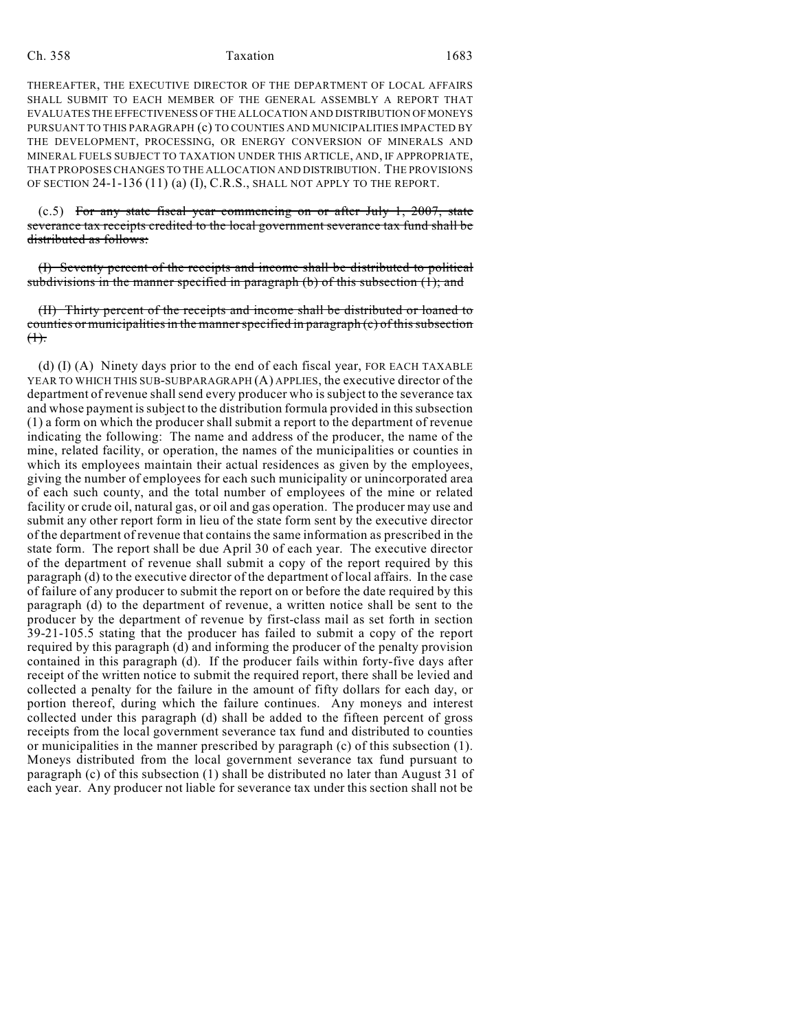THEREAFTER, THE EXECUTIVE DIRECTOR OF THE DEPARTMENT OF LOCAL AFFAIRS SHALL SUBMIT TO EACH MEMBER OF THE GENERAL ASSEMBLY A REPORT THAT EVALUATES THE EFFECTIVENESS OF THE ALLOCATION AND DISTRIBUTION OF MONEYS PURSUANT TO THIS PARAGRAPH (c) TO COUNTIES AND MUNICIPALITIES IMPACTED BY THE DEVELOPMENT, PROCESSING, OR ENERGY CONVERSION OF MINERALS AND MINERAL FUELS SUBJECT TO TAXATION UNDER THIS ARTICLE, AND, IF APPROPRIATE, THAT PROPOSES CHANGES TO THE ALLOCATION AND DISTRIBUTION. THE PROVISIONS OF SECTION 24-1-136 (11) (a) (I), C.R.S., SHALL NOT APPLY TO THE REPORT.

(c.5) ~~For any state fiscal year commencing on or after July 1, 2007, state severance tax receipts credited to the local government severance tax fund shall be distributed as follows:~~

~~(I) Seventy percent of the receipts and income shall be distributed to political subdivisions in the manner specified in paragraph (b) of this subsection (1); and~~

~~(II) Thirty percent of the receipts and income shall be distributed or loaned to counties or municipalities in the manner specified in paragraph (c) of this subsection (1).~~

(d) (I) (A) Ninety days prior to the end of each fiscal year, FOR EACH TAXABLE YEAR TO WHICH THIS SUB-SUBPARAGRAPH (A) APPLIES, the executive director of the department of revenue shall send every producer who is subject to the severance tax and whose payment is subject to the distribution formula provided in this subsection (1) a form on which the producer shall submit a report to the department of revenue indicating the following: The name and address of the producer, the name of the mine, related facility, or operation, the names of the municipalities or counties in which its employees maintain their actual residences as given by the employees, giving the number of employees for each such municipality or unincorporated area of each such county, and the total number of employees of the mine or related facility or crude oil, natural gas, or oil and gas operation. The producer may use and submit any other report form in lieu of the state form sent by the executive director of the department of revenue that contains the same information as prescribed in the state form. The report shall be due April 30 of each year. The executive director of the department of revenue shall submit a copy of the report required by this paragraph (d) to the executive director of the department of local affairs. In the case of failure of any producer to submit the report on or before the date required by this paragraph (d) to the department of revenue, a written notice shall be sent to the producer by the department of revenue by first-class mail as set forth in section 39-21-105.5 stating that the producer has failed to submit a copy of the report required by this paragraph (d) and informing the producer of the penalty provision contained in this paragraph (d). If the producer fails within forty-five days after receipt of the written notice to submit the required report, there shall be levied and collected a penalty for the failure in the amount of fifty dollars for each day, or portion thereof, during which the failure continues. Any moneys and interest collected under this paragraph (d) shall be added to the fifteen percent of gross receipts from the local government severance tax fund and distributed to counties or municipalities in the manner prescribed by paragraph (c) of this subsection (1). Moneys distributed from the local government severance tax fund pursuant to paragraph (c) of this subsection (1) shall be distributed no later than August 31 of each year. Any producer not liable for severance tax under this section shall not be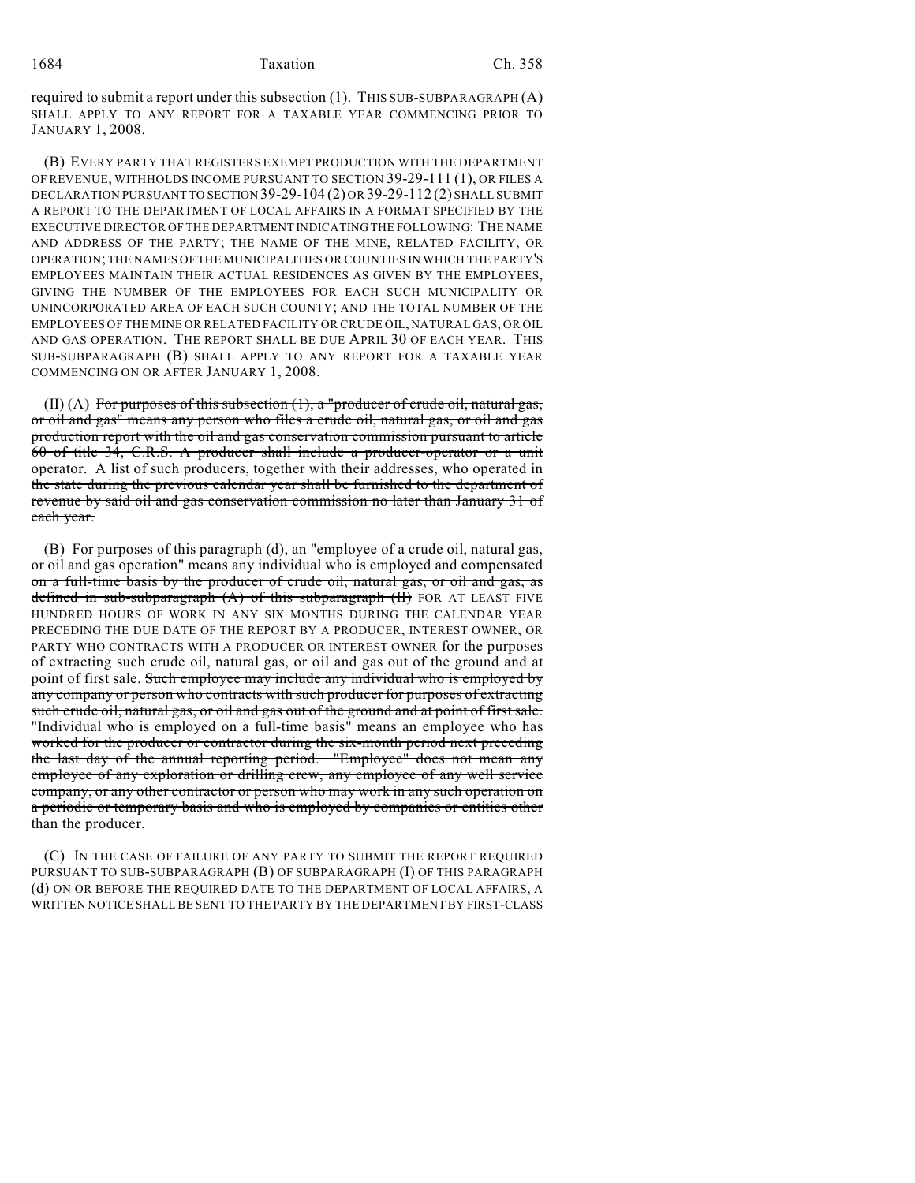required to submit a report under this subsection (1). THIS SUB-SUBPARAGRAPH (A) SHALL APPLY TO ANY REPORT FOR A TAXABLE YEAR COMMENCING PRIOR TO JANUARY 1, 2008.

(B) EVERY PARTY THAT REGISTERS EXEMPT PRODUCTION WITH THE DEPARTMENT OF REVENUE, WITHHOLDS INCOME PURSUANT TO SECTION 39-29-111 (1), OR FILES A DECLARATION PURSUANT TO SECTION 39-29-104 (2) OR 39-29-112 (2) SHALL SUBMIT A REPORT TO THE DEPARTMENT OF LOCAL AFFAIRS IN A FORMAT SPECIFIED BY THE EXECUTIVE DIRECTOR OF THE DEPARTMENT INDICATING THE FOLLOWING: THE NAME AND ADDRESS OF THE PARTY; THE NAME OF THE MINE, RELATED FACILITY, OR OPERATION; THE NAMES OF THE MUNICIPALITIES OR COUNTIES IN WHICH THE PARTY'S EMPLOYEES MAINTAIN THEIR ACTUAL RESIDENCES AS GIVEN BY THE EMPLOYEES, GIVING THE NUMBER OF THE EMPLOYEES FOR EACH SUCH MUNICIPALITY OR UNINCORPORATED AREA OF EACH SUCH COUNTY; AND THE TOTAL NUMBER OF THE EMPLOYEES OF THE MINE OR RELATED FACILITY OR CRUDE OIL, NATURAL GAS, OR OIL AND GAS OPERATION. THE REPORT SHALL BE DUE APRIL 30 OF EACH YEAR. THIS SUB-SUBPARAGRAPH (B) SHALL APPLY TO ANY REPORT FOR A TAXABLE YEAR COMMENCING ON OR AFTER JANUARY 1, 2008.

(II) (A) ~~For purposes of this subsection (1), a "producer of crude oil, natural gas, or oil and gas" means any person who files a crude oil, natural gas, or oil and gas production report with the oil and gas conservation commission pursuant to article 60 of title 34, C.R.S. A producer shall include a producer-operator or a unit operator. A list of such producers, together with their addresses, who operated in the state during the previous calendar year shall be furnished to the department of revenue by said oil and gas conservation commission no later than January 31 of each year.~~

(B) For purposes of this paragraph (d), an "employee of a crude oil, natural gas, or oil and gas operation" means any individual who is employed and compensated ~~on a full-time basis by the producer of crude oil, natural gas, or oil and gas, as defined in sub-subparagraph (A) of this subparagraph (II)~~ FOR AT LEAST FIVE HUNDRED HOURS OF WORK IN ANY SIX MONTHS DURING THE CALENDAR YEAR PRECEDING THE DUE DATE OF THE REPORT BY A PRODUCER, INTEREST OWNER, OR PARTY WHO CONTRACTS WITH A PRODUCER OR INTEREST OWNER for the purposes of extracting such crude oil, natural gas, or oil and gas out of the ground and at point of first sale. ~~Such employee may include any individual who is employed by any company or person who contracts with such producer for purposes of extracting such crude oil, natural gas, or oil and gas out of the ground and at point of first sale. "Individual who is employed on a full-time basis" means an employee who has worked for the producer or contractor during the six-month period next preceding the last day of the annual reporting period. "Employee" does not mean any employee of any exploration or drilling crew, any employee of any well service company, or any other contractor or person who may work in any such operation on a periodic or temporary basis and who is employed by companies or entities other than the producer.~~

(C) IN THE CASE OF FAILURE OF ANY PARTY TO SUBMIT THE REPORT REQUIRED PURSUANT TO SUB-SUBPARAGRAPH (B) OF SUBPARAGRAPH (I) OF THIS PARAGRAPH (d) ON OR BEFORE THE REQUIRED DATE TO THE DEPARTMENT OF LOCAL AFFAIRS, A WRITTEN NOTICE SHALL BE SENT TO THE PARTY BY THE DEPARTMENT BY FIRST-CLASS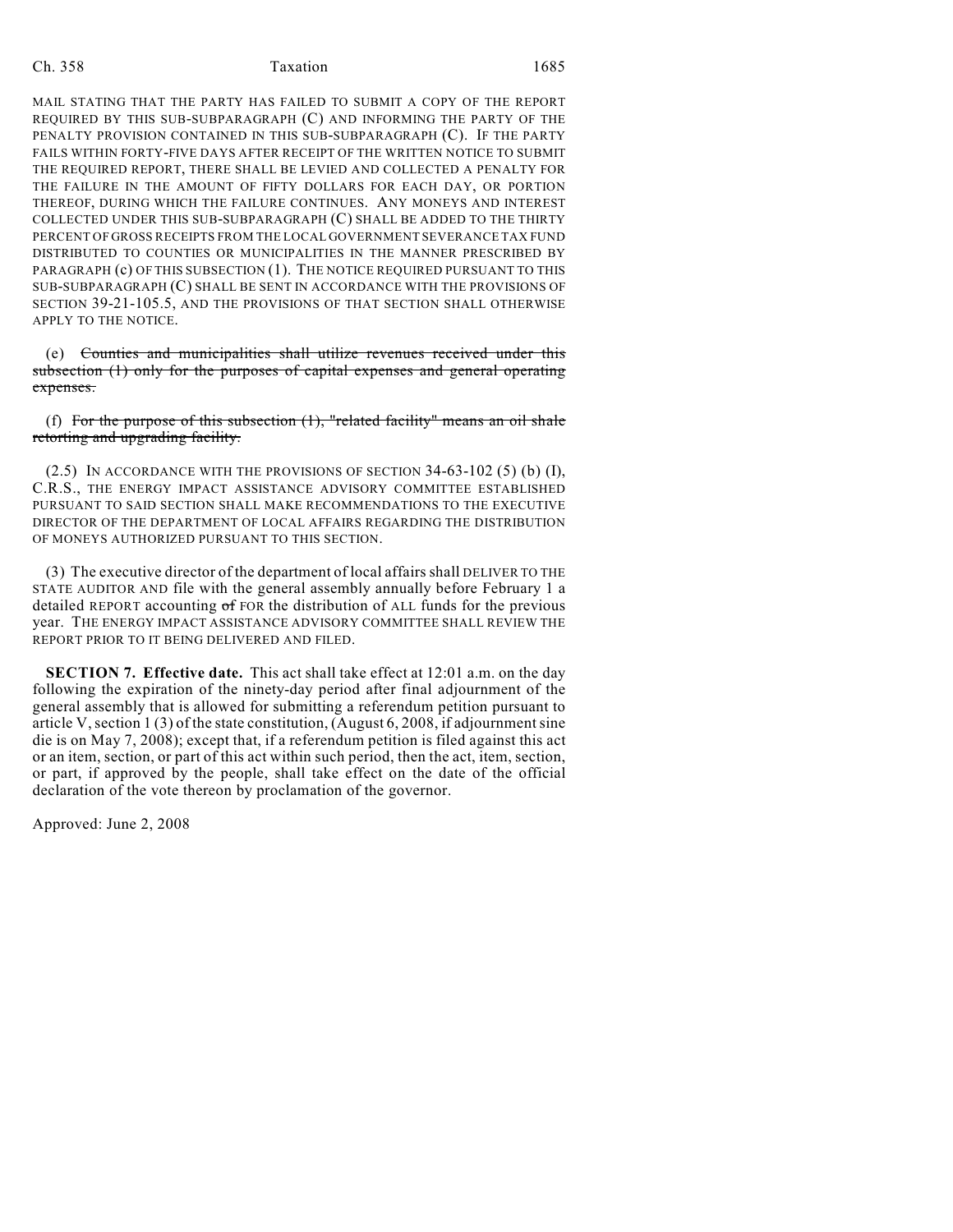MAIL STATING THAT THE PARTY HAS FAILED TO SUBMIT A COPY OF THE REPORT REQUIRED BY THIS SUB-SUBPARAGRAPH (C) AND INFORMING THE PARTY OF THE PENALTY PROVISION CONTAINED IN THIS SUB-SUBPARAGRAPH (C). IF THE PARTY FAILS WITHIN FORTY-FIVE DAYS AFTER RECEIPT OF THE WRITTEN NOTICE TO SUBMIT THE REQUIRED REPORT, THERE SHALL BE LEVIED AND COLLECTED A PENALTY FOR THE FAILURE IN THE AMOUNT OF FIFTY DOLLARS FOR EACH DAY, OR PORTION THEREOF, DURING WHICH THE FAILURE CONTINUES. ANY MONEYS AND INTEREST COLLECTED UNDER THIS SUB-SUBPARAGRAPH (C) SHALL BE ADDED TO THE THIRTY PERCENT OF GROSS RECEIPTS FROM THE LOCAL GOVERNMENT SEVERANCE TAX FUND DISTRIBUTED TO COUNTIES OR MUNICIPALITIES IN THE MANNER PRESCRIBED BY PARAGRAPH (c) OF THIS SUBSECTION (1). THE NOTICE REQUIRED PURSUANT TO THIS SUB-SUBPARAGRAPH (C) SHALL BE SENT IN ACCORDANCE WITH THE PROVISIONS OF SECTION 39-21-105.5, AND THE PROVISIONS OF THAT SECTION SHALL OTHERWISE APPLY TO THE NOTICE.

(e) ~~Counties and municipalities shall utilize revenues received under this subsection (1) only for the purposes of capital expenses and general operating expenses.~~

(f) ~~For the purpose of this subsection (1), "related facility" means an oil shale retorting and upgrading facility.~~

(2.5) IN ACCORDANCE WITH THE PROVISIONS OF SECTION 34-63-102 (5) (b) (I), C.R.S., THE ENERGY IMPACT ASSISTANCE ADVISORY COMMITTEE ESTABLISHED PURSUANT TO SAID SECTION SHALL MAKE RECOMMENDATIONS TO THE EXECUTIVE DIRECTOR OF THE DEPARTMENT OF LOCAL AFFAIRS REGARDING THE DISTRIBUTION OF MONEYS AUTHORIZED PURSUANT TO THIS SECTION.

(3) The executive director of the department of local affairs shall DELIVER TO THE STATE AUDITOR AND file with the general assembly annually before February 1 a detailed REPORT accounting ~~of~~ FOR the distribution of ALL funds for the previous year. THE ENERGY IMPACT ASSISTANCE ADVISORY COMMITTEE SHALL REVIEW THE REPORT PRIOR TO IT BEING DELIVERED AND FILED.

**SECTION 7. Effective date.** This act shall take effect at 12:01 a.m. on the day following the expiration of the ninety-day period after final adjournment of the general assembly that is allowed for submitting a referendum petition pursuant to article V, section 1 (3) of the state constitution, (August 6, 2008, if adjournment sine die is on May 7, 2008); except that, if a referendum petition is filed against this act or an item, section, or part of this act within such period, then the act, item, section, or part, if approved by the people, shall take effect on the date of the official declaration of the vote thereon by proclamation of the governor.

Approved: June 2, 2008